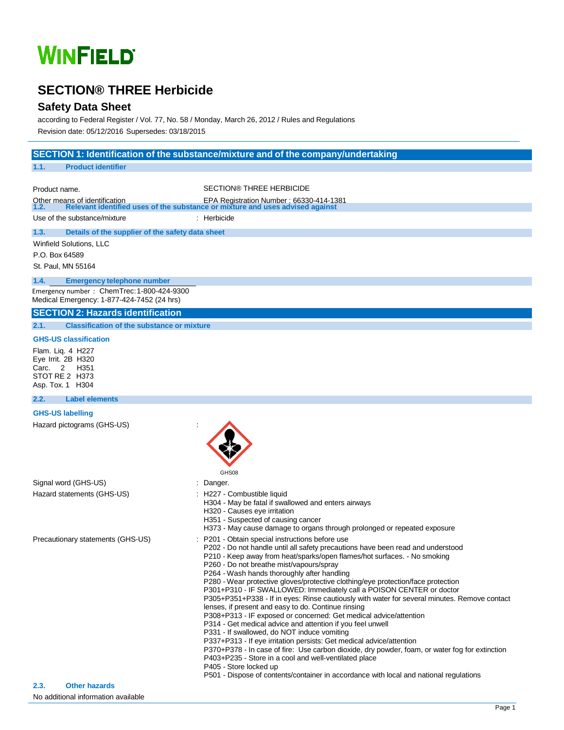WINFIELD

# SECTION® THREE Herbicide

## Safety Data Sheet

according to Federal Register / Vol. 77, No. 58 / Monday, March 26, 2012 / Rules and Regulations

Revision date: 05/12/2016 Supersedes: 03/18/2015

## SECTION 1: Identification of the substance/mixture and of the company/undertaking

### 1.1. Product identifier

Product name. SECTION® THREE HERBICIDE

Other means of identification EPA Registration Number : 66330-414-1381

### 1.2. Relevant identified uses of the substance or mixture and uses advised against

Use of the substance/mixture : Herbicide

### 1.3. Details of the supplier of the safety data sheet

Winfield Solutions, LLC

P.O. Box 64589

St. Paul, MN 55164

### 1.4. Emergency telephone number

Emergency number : ChemTrec: 1-800-424-9300

Medical Emergency: 1-877-424-7452 (24 hrs)

## SECTION 2: Hazards identification

### 2.1. Classification of the substance or mixture

**GHS-US classification**

Flam. Liq. 4 H227
Eye Irrit. 2B H320
Carc. 2 H351
STOT RE 2 H373
Asp. Tox. 1 H304

### 2.2. Label elements

**GHS-US labelling**

Hazard pictograms (GHS-US) :

GHS08

Signal word (GHS-US) : Danger.

Hazard statements (GHS-US) :
- H227 - Combustible liquid
- H304 - May be fatal if swallowed and enters airways
- H320 - Causes eye irritation
- H351 - Suspected of causing cancer
- H373 - May cause damage to organs through prolonged or repeated exposure

Precautionary statements (GHS-US) :
- P201 - Obtain special instructions before use
- P202 - Do not handle until all safety precautions have been read and understood
- P210 - Keep away from heat/sparks/open flames/hot surfaces. - No smoking
- P260 - Do not breathe mist/vapours/spray
- P264 - Wash hands thoroughly after handling
- P280 - Wear protective gloves/protective clothing/eye protection/face protection
- P301+P310 - IF SWALLOWED: Immediately call a POISON CENTER or doctor
- P305+P351+P338 - If in eyes: Rinse cautiously with water for several minutes. Remove contact lenses, if present and easy to do. Continue rinsing
- P308+P313 - IF exposed or concerned: Get medical advice/attention
- P314 - Get medical advice and attention if you feel unwell
- P331 - If swallowed, do NOT induce vomiting
- P337+P313 - If eye irritation persists: Get medical advice/attention
- P370+P378 - In case of fire: Use carbon dioxide, dry powder, foam, or water fog for extinction
- P403+P235 - Store in a cool and well-ventilated place
- P405 - Store locked up
- P501 - Dispose of contents/container in accordance with local and national regulations

### 2.3. Other hazards

No additional information available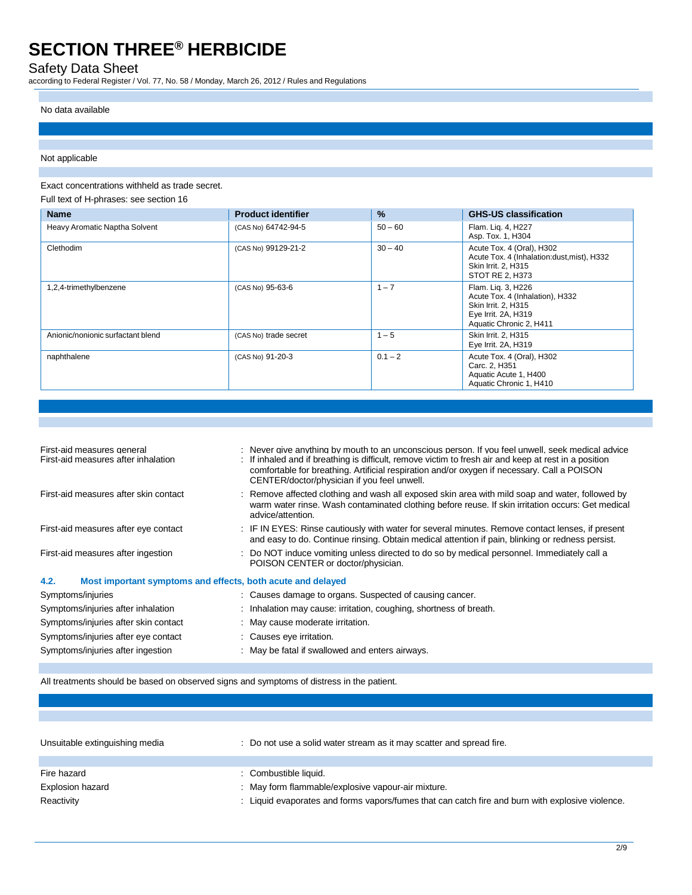No data available

Not applicable

Exact concentrations withheld as trade secret.

Full text of H-phrases: see section 16

| Name | Product identifier | % | GHS-US classification |
|---|---|---|---|
| Heavy Aromatic Naptha Solvent | (CAS No) 64742-94-5 | 50 – 60 | Flam. Liq. 4, H227<br>Asp. Tox. 1, H304 |
| Clethodim | (CAS No) 99129-21-2 | 30 – 40 | Acute Tox. 4 (Oral), H302<br>Acute Tox. 4 (Inhalation:dust,mist), H332<br>Skin Irrit. 2, H315<br>STOT RE 2, H373 |
| 1,2,4-trimethylbenzene | (CAS No) 95-63-6 | 1 – 7 | Flam. Liq. 3, H226<br>Acute Tox. 4 (Inhalation), H332<br>Skin Irrit. 2, H315<br>Eye Irrit. 2A, H319<br>Aquatic Chronic 2, H411 |
| Anionic/nonionic surfactant blend | (CAS No) trade secret | 1 – 5 | Skin Irrit. 2, H315<br>Eye Irrit. 2A, H319 |
| naphthalene | (CAS No) 91-20-3 | 0.1 – 2 | Acute Tox. 4 (Oral), H302<br>Carc. 2, H351<br>Aquatic Acute 1, H400<br>Aquatic Chronic 1, H410 |

First-aid measures general : Never give anything by mouth to an unconscious person. If you feel unwell, seek medical advice

First-aid measures after inhalation : If inhaled and if breathing is difficult, remove victim to fresh air and keep at rest in a position comfortable for breathing. Artificial respiration and/or oxygen if necessary. Call a POISON CENTER/doctor/physician if you feel unwell.

First-aid measures after skin contact : Remove affected clothing and wash all exposed skin area with mild soap and water, followed by warm water rinse. Wash contaminated clothing before reuse. If skin irritation occurs: Get medical advice/attention.

First-aid measures after eye contact : IF IN EYES: Rinse cautiously with water for several minutes. Remove contact lenses, if present and easy to do. Continue rinsing. Obtain medical attention if pain, blinking or redness persist.

First-aid measures after ingestion : Do NOT induce vomiting unless directed to do so by medical personnel. Immediately call a POISON CENTER or doctor/physician.

### 4.2. Most important symptoms and effects, both acute and delayed

Symptoms/injuries : Causes damage to organs. Suspected of causing cancer.

Symptoms/injuries after inhalation : Inhalation may cause: irritation, coughing, shortness of breath.

Symptoms/injuries after skin contact : May cause moderate irritation.

Symptoms/injuries after eye contact : Causes eye irritation.

Symptoms/injuries after ingestion : May be fatal if swallowed and enters airways.

All treatments should be based on observed signs and symptoms of distress in the patient.

Unsuitable extinguishing media : Do not use a solid water stream as it may scatter and spread fire.

Fire hazard : Combustible liquid.

Explosion hazard : May form flammable/explosive vapour-air mixture.

Reactivity : Liquid evaporates and forms vapors/fumes that can catch fire and burn with explosive violence.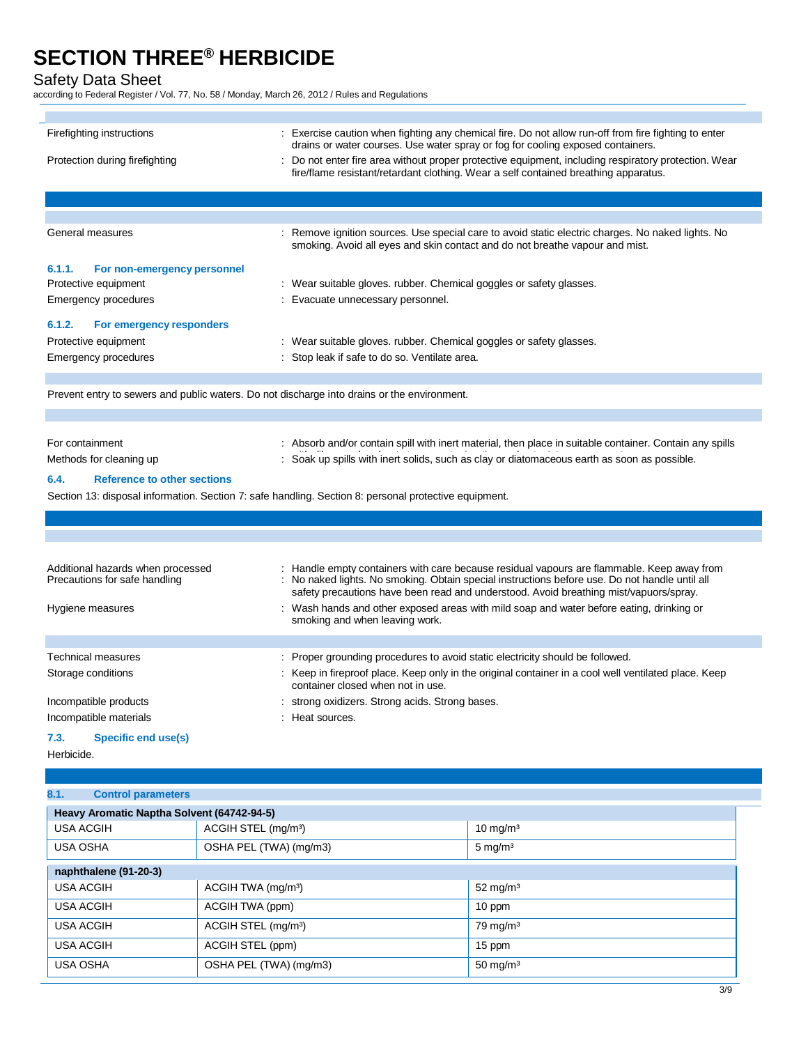Firefighting instructions : Exercise caution when fighting any chemical fire. Do not allow run-off from fire fighting to enter drains or water courses. Use water spray or fog for cooling exposed containers.

Protection during firefighting : Do not enter fire area without proper protective equipment, including respiratory protection. Wear fire/flame resistant/retardant clothing. Wear a self contained breathing apparatus.

General measures : Remove ignition sources. Use special care to avoid static electric charges. No naked lights. No smoking. Avoid all eyes and skin contact and do not breathe vapour and mist.

### 6.1.1. For non-emergency personnel

Protective equipment : Wear suitable gloves. rubber. Chemical goggles or safety glasses.

Emergency procedures : Evacuate unnecessary personnel.

### 6.1.2. For emergency responders

Protective equipment : Wear suitable gloves. rubber. Chemical goggles or safety glasses.

Emergency procedures : Stop leak if safe to do so. Ventilate area.

Prevent entry to sewers and public waters. Do not discharge into drains or the environment.

For containment : Absorb and/or contain spill with inert material, then place in suitable container. Contain any spills

Methods for cleaning up : Soak up spills with inert solids, such as clay or diatomaceous earth as soon as possible.

### 6.4. Reference to other sections

Section 13: disposal information. Section 7: safe handling. Section 8: personal protective equipment.

Additional hazards when processed : Handle empty containers with care because residual vapours are flammable. Keep away from

Precautions for safe handling : No naked lights. No smoking. Obtain special instructions before use. Do not handle until all safety precautions have been read and understood. Avoid breathing mist/vapuors/spray.

Hygiene measures : Wash hands and other exposed areas with mild soap and water before eating, drinking or smoking and when leaving work.

Technical measures : Proper grounding procedures to avoid static electricity should be followed.

Storage conditions : Keep in fireproof place. Keep only in the original container in a cool well ventilated place. Keep container closed when not in use.

Incompatible products : strong oxidizers. Strong acids. Strong bases.

Incompatible materials : Heat sources.

### 7.3. Specific end use(s)

Herbicide.

### 8.1. Control parameters

| Heavy Aromatic Naptha Solvent (64742-94-5) | | |
|---|---|---|
| USA ACGIH | ACGIH STEL (mg/m³) | 10 mg/m³ |
| USA OSHA | OSHA PEL (TWA) (mg/m3) | 5 mg/m³ |

| naphthalene (91-20-3) | | |
|---|---|---|
| USA ACGIH | ACGIH TWA (mg/m³) | 52 mg/m³ |
| USA ACGIH | ACGIH TWA (ppm) | 10 ppm |
| USA ACGIH | ACGIH STEL (mg/m³) | 79 mg/m³ |
| USA ACGIH | ACGIH STEL (ppm) | 15 ppm |
| USA OSHA | OSHA PEL (TWA) (mg/m3) | 50 mg/m³ |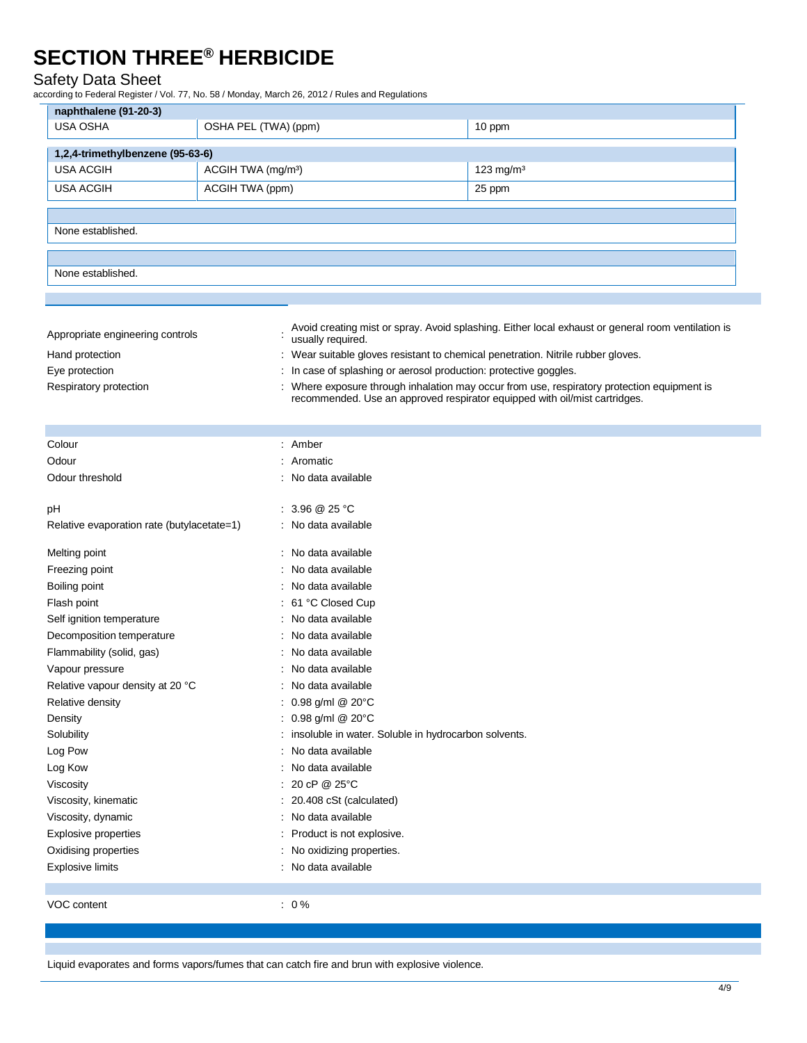| naphthalene (91-20-3) | | |
|---|---|---|
| USA OSHA | OSHA PEL (TWA) (ppm) | 10 ppm |

| 1,2,4-trimethylbenzene (95-63-6) | | |
|---|---|---|
| USA ACGIH | ACGIH TWA (mg/m³) | 123 mg/m³ |
| USA ACGIH | ACGIH TWA (ppm) | 25 ppm |

None established.

None established.

Appropriate engineering controls : Avoid creating mist or spray. Avoid splashing. Either local exhaust or general room ventilation is usually required.

Hand protection : Wear suitable gloves resistant to chemical penetration. Nitrile rubber gloves.

Eye protection : In case of splashing or aerosol production: protective goggles.

Respiratory protection : Where exposure through inhalation may occur from use, respiratory protection equipment is recommended. Use an approved respirator equipped with oil/mist cartridges.

Colour : Amber

Odour : Aromatic

Odour threshold : No data available

pH : 3.96 @ 25 °C

Relative evaporation rate (butylacetate=1) : No data available

Melting point : No data available

Freezing point : No data available

Boiling point : No data available

Flash point : 61 °C Closed Cup

Self ignition temperature : No data available

Decomposition temperature : No data available

Flammability (solid, gas) : No data available

Vapour pressure : No data available

Relative vapour density at 20 °C : No data available

Relative density : 0.98 g/ml @ 20°C

Density : 0.98 g/ml @ 20°C

Solubility : insoluble in water. Soluble in hydrocarbon solvents.

Log Pow : No data available

Log Kow : No data available

Viscosity : 20 cP @ 25°C

Viscosity, kinematic : 20.408 cSt (calculated)

Viscosity, dynamic : No data available

Explosive properties : Product is not explosive.

Oxidising properties : No oxidizing properties.

Explosive limits : No data available

VOC content : 0 %

Liquid evaporates and forms vapors/fumes that can catch fire and brun with explosive violence.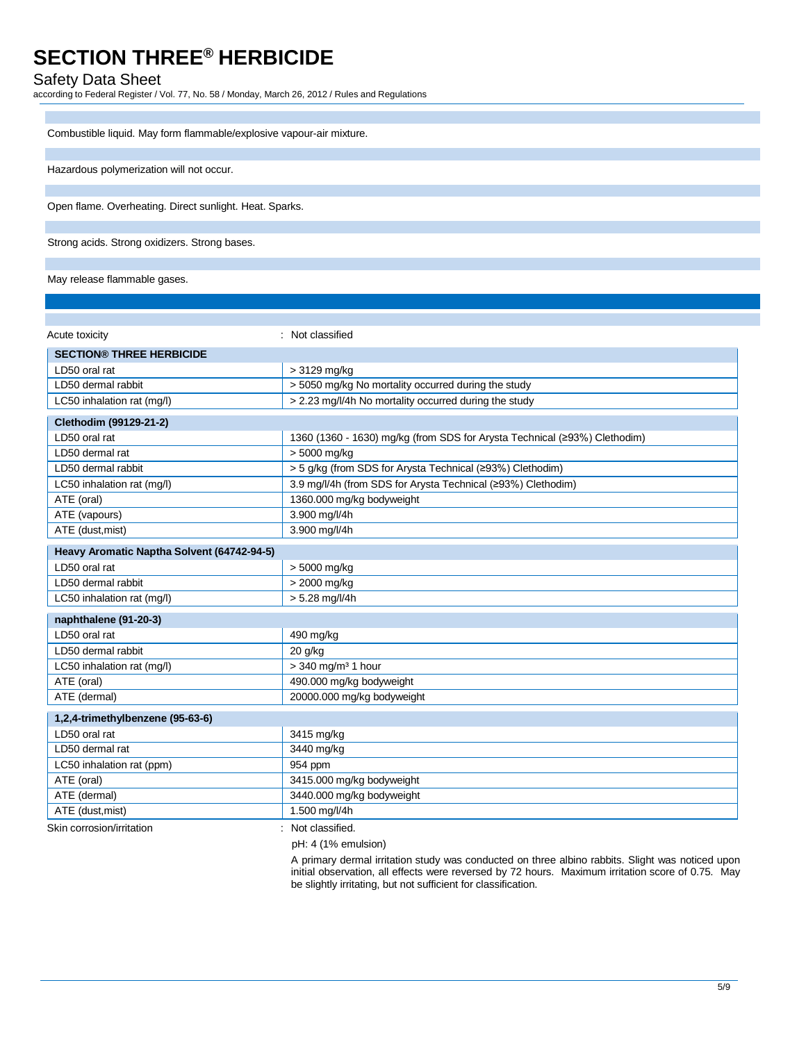Combustible liquid. May form flammable/explosive vapour-air mixture.

Hazardous polymerization will not occur.

Open flame. Overheating. Direct sunlight. Heat. Sparks.

Strong acids. Strong oxidizers. Strong bases.

May release flammable gases.

Acute toxicity : Not classified

| SECTION® THREE HERBICIDE | |
|---|---|
| LD50 oral rat | > 3129 mg/kg |
| LD50 dermal rabbit | > 5050 mg/kg No mortality occurred during the study |
| LC50 inhalation rat (mg/l) | > 2.23 mg/l/4h No mortality occurred during the study |

| Clethodim (99129-21-2) | |
|---|---|
| LD50 oral rat | 1360 (1360 - 1630) mg/kg (from SDS for Arysta Technical (≥93%) Clethodim) |
| LD50 dermal rat | > 5000 mg/kg |
| LD50 dermal rabbit | > 5 g/kg (from SDS for Arysta Technical (≥93%) Clethodim) |
| LC50 inhalation rat (mg/l) | 3.9 mg/l/4h (from SDS for Arysta Technical (≥93%) Clethodim) |
| ATE (oral) | 1360.000 mg/kg bodyweight |
| ATE (vapours) | 3.900 mg/l/4h |
| ATE (dust,mist) | 3.900 mg/l/4h |

| Heavy Aromatic Naptha Solvent (64742-94-5) | |
|---|---|
| LD50 oral rat | > 5000 mg/kg |
| LD50 dermal rabbit | > 2000 mg/kg |
| LC50 inhalation rat (mg/l) | > 5.28 mg/l/4h |

| naphthalene (91-20-3) | |
|---|---|
| LD50 oral rat | 490 mg/kg |
| LD50 dermal rabbit | 20 g/kg |
| LC50 inhalation rat (mg/l) | > 340 mg/m³ 1 hour |
| ATE (oral) | 490.000 mg/kg bodyweight |
| ATE (dermal) | 20000.000 mg/kg bodyweight |

| 1,2,4-trimethylbenzene (95-63-6) | |
|---|---|
| LD50 oral rat | 3415 mg/kg |
| LD50 dermal rat | 3440 mg/kg |
| LC50 inhalation rat (ppm) | 954 ppm |
| ATE (oral) | 3415.000 mg/kg bodyweight |
| ATE (dermal) | 3440.000 mg/kg bodyweight |
| ATE (dust,mist) | 1.500 mg/l/4h |

Skin corrosion/irritation : Not classified.

pH: 4 (1% emulsion)

A primary dermal irritation study was conducted on three albino rabbits. Slight was noticed upon initial observation, all effects were reversed by 72 hours. Maximum irritation score of 0.75. May be slightly irritating, but not sufficient for classification.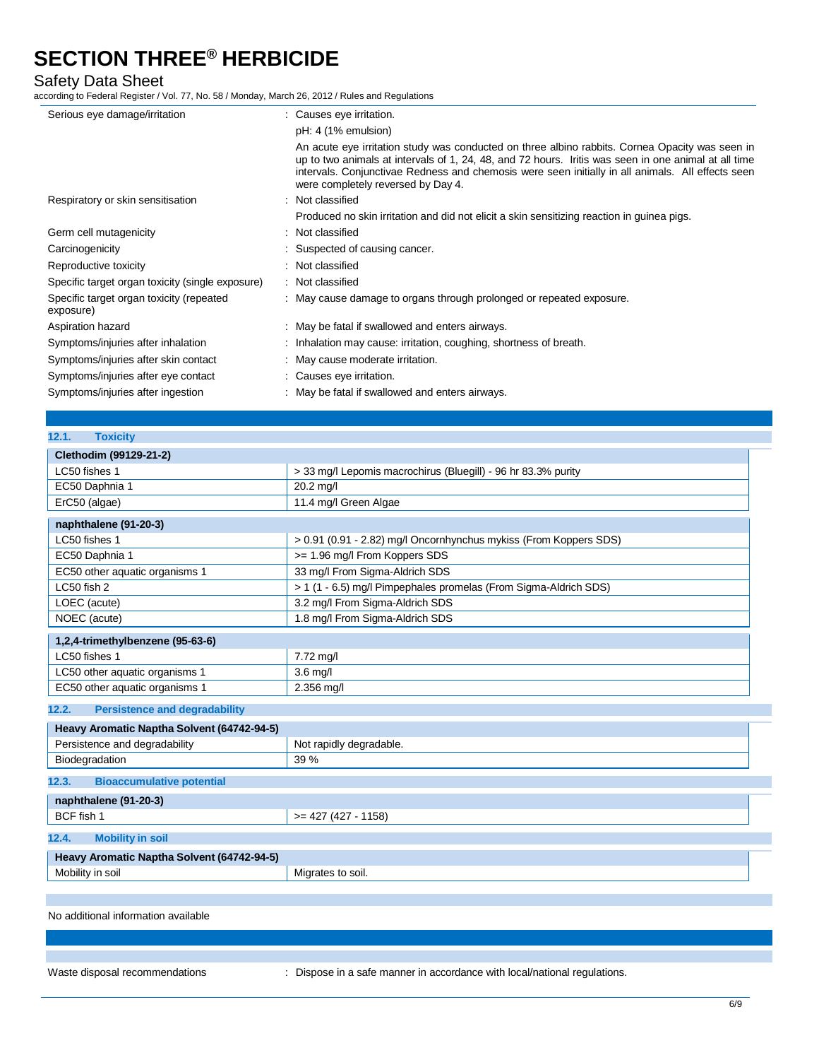| | |
|---|---|
| Serious eye damage/irritation | : Causes eye irritation. |
| | pH: 4 (1% emulsion) |
| | An acute eye irritation study was conducted on three albino rabbits. Cornea Opacity was seen in up to two animals at intervals of 1, 24, 48, and 72 hours. Iritis was seen in one animal at all time intervals. Conjunctivae Redness and chemosis were seen initially in all animals. All effects seen were completely reversed by Day 4. |
| Respiratory or skin sensitisation | : Not classified |
| | Produced no skin irritation and did not elicit a skin sensitizing reaction in guinea pigs. |
| Germ cell mutagenicity | : Not classified |
| Carcinogenicity | : Suspected of causing cancer. |
| Reproductive toxicity | : Not classified |
| Specific target organ toxicity (single exposure) | : Not classified |
| Specific target organ toxicity (repeated exposure) | : May cause damage to organs through prolonged or repeated exposure. |
| Aspiration hazard | : May be fatal if swallowed and enters airways. |
| Symptoms/injuries after inhalation | : Inhalation may cause: irritation, coughing, shortness of breath. |
| Symptoms/injuries after skin contact | : May cause moderate irritation. |
| Symptoms/injuries after eye contact | : Causes eye irritation. |
| Symptoms/injuries after ingestion | : May be fatal if swallowed and enters airways. |

### 12.1. Toxicity

| Clethodim (99129-21-2) | |
|---|---|
| LC50 fishes 1 | > 33 mg/l Lepomis macrochirus (Bluegill) - 96 hr 83.3% purity |
| EC50 Daphnia 1 | 20.2 mg/l |
| ErC50 (algae) | 11.4 mg/l Green Algae |

| naphthalene (91-20-3) | |
|---|---|
| LC50 fishes 1 | > 0.91 (0.91 - 2.82) mg/l Oncornhynchus mykiss (From Koppers SDS) |
| EC50 Daphnia 1 | >= 1.96 mg/l From Koppers SDS |
| EC50 other aquatic organisms 1 | 33 mg/l From Sigma-Aldrich SDS |
| LC50 fish 2 | > 1 (1 - 6.5) mg/l Pimpephales promelas (From Sigma-Aldrich SDS) |
| LOEC (acute) | 3.2 mg/l From Sigma-Aldrich SDS |
| NOEC (acute) | 1.8 mg/l From Sigma-Aldrich SDS |

| 1,2,4-trimethylbenzene (95-63-6) | |
|---|---|
| LC50 fishes 1 | 7.72 mg/l |
| LC50 other aquatic organisms 1 | 3.6 mg/l |
| EC50 other aquatic organisms 1 | 2.356 mg/l |

### 12.2. Persistence and degradability

| Heavy Aromatic Naptha Solvent (64742-94-5) | |
|---|---|
| Persistence and degradability | Not rapidly degradable. |
| Biodegradation | 39 % |

### 12.3. Bioaccumulative potential

| naphthalene (91-20-3) | |
|---|---|
| BCF fish 1 | >= 427 (427 - 1158) |

### 12.4. Mobility in soil

| Heavy Aromatic Naptha Solvent (64742-94-5) | |
|---|---|
| Mobility in soil | Migrates to soil. |

No additional information available

Waste disposal recommendations : Dispose in a safe manner in accordance with local/national regulations.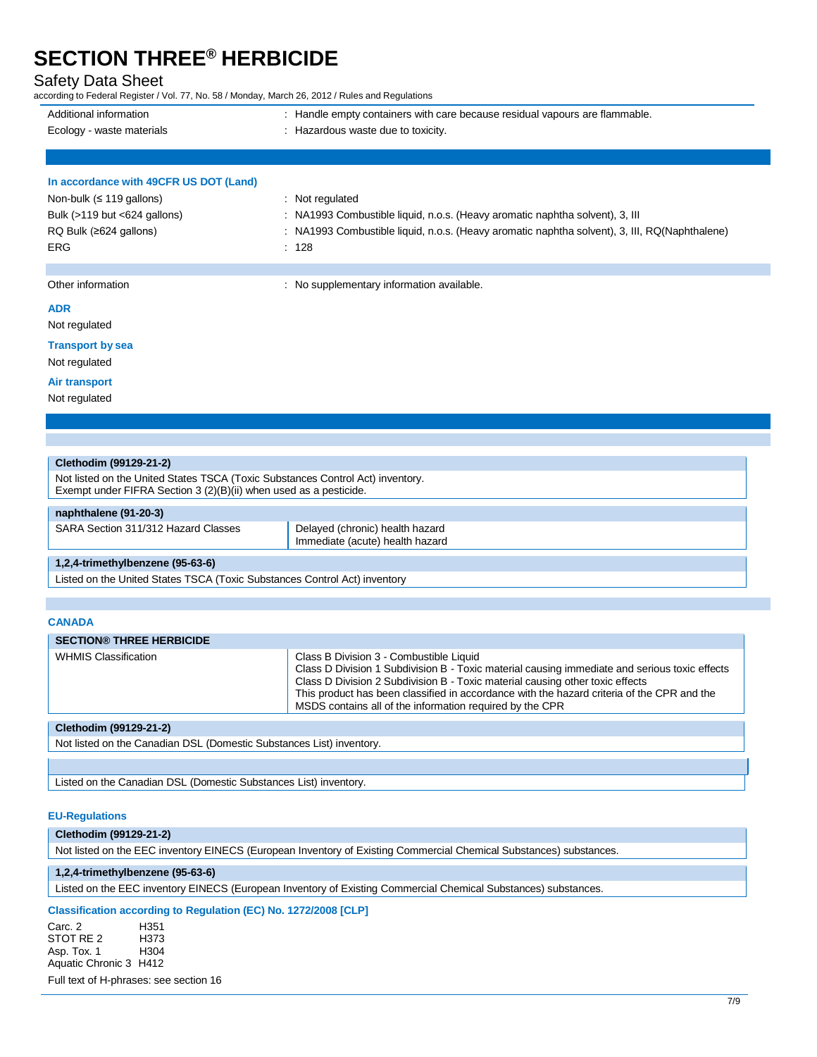| | |
|---|---|
| Additional information | : Handle empty containers with care because residual vapours are flammable. |
| Ecology - waste materials | : Hazardous waste due to toxicity. |

### In accordance with 49CFR US DOT (Land)

| | |
|---|---|
| Non-bulk (≤ 119 gallons) | : Not regulated |
| Bulk (>119 but <624 gallons) | : NA1993 Combustible liquid, n.o.s. (Heavy aromatic naphtha solvent), 3, III |
| RQ Bulk (≥624 gallons) | : NA1993 Combustible liquid, n.o.s. (Heavy aromatic naphtha solvent), 3, III, RQ(Naphthalene) |
| ERG | : 128 |

| | |
|---|---|
| Other information | : No supplementary information available. |

### ADR

Not regulated

### Transport by sea

Not regulated

### Air transport

Not regulated

| **Clethodim (99129-21-2)** |
|---|
| Not listed on the United States TSCA (Toxic Substances Control Act) inventory.<br>Exempt under FIFRA Section 3 (2)(B)(ii) when used as a pesticide. |

| **naphthalene (91-20-3)** | |
|---|---|
| SARA Section 311/312 Hazard Classes | Delayed (chronic) health hazard<br>Immediate (acute) health hazard |

| **1,2,4-trimethylbenzene (95-63-6)** |
|---|
| Listed on the United States TSCA (Toxic Substances Control Act) inventory |

### CANADA

| **SECTION® THREE HERBICIDE** | |
|---|---|
| WHMIS Classification | Class B Division 3 - Combustible Liquid<br>Class D Division 1 Subdivision B - Toxic material causing immediate and serious toxic effects<br>Class D Division 2 Subdivision B - Toxic material causing other toxic effects<br>This product has been classified in accordance with the hazard criteria of the CPR and the MSDS contains all of the information required by the CPR |

| **Clethodim (99129-21-2)** |
|---|
| Not listed on the Canadian DSL (Domestic Substances List) inventory. |

| |
|---|
| Listed on the Canadian DSL (Domestic Substances List) inventory. |

### EU-Regulations

| **Clethodim (99129-21-2)** |
|---|
| Not listed on the EEC inventory EINECS (European Inventory of Existing Commercial Chemical Substances) substances. |

| **1,2,4-trimethylbenzene (95-63-6)** |
|---|
| Listed on the EEC inventory EINECS (European Inventory of Existing Commercial Chemical Substances) substances. |

### Classification according to Regulation (EC) No. 1272/2008 [CLP]

| | |
|---|---|
| Carc. 2 | H351 |
| STOT RE 2 | H373 |
| Asp. Tox. 1 | H304 |
| Aquatic Chronic 3 | H412 |

Full text of H-phrases: see section 16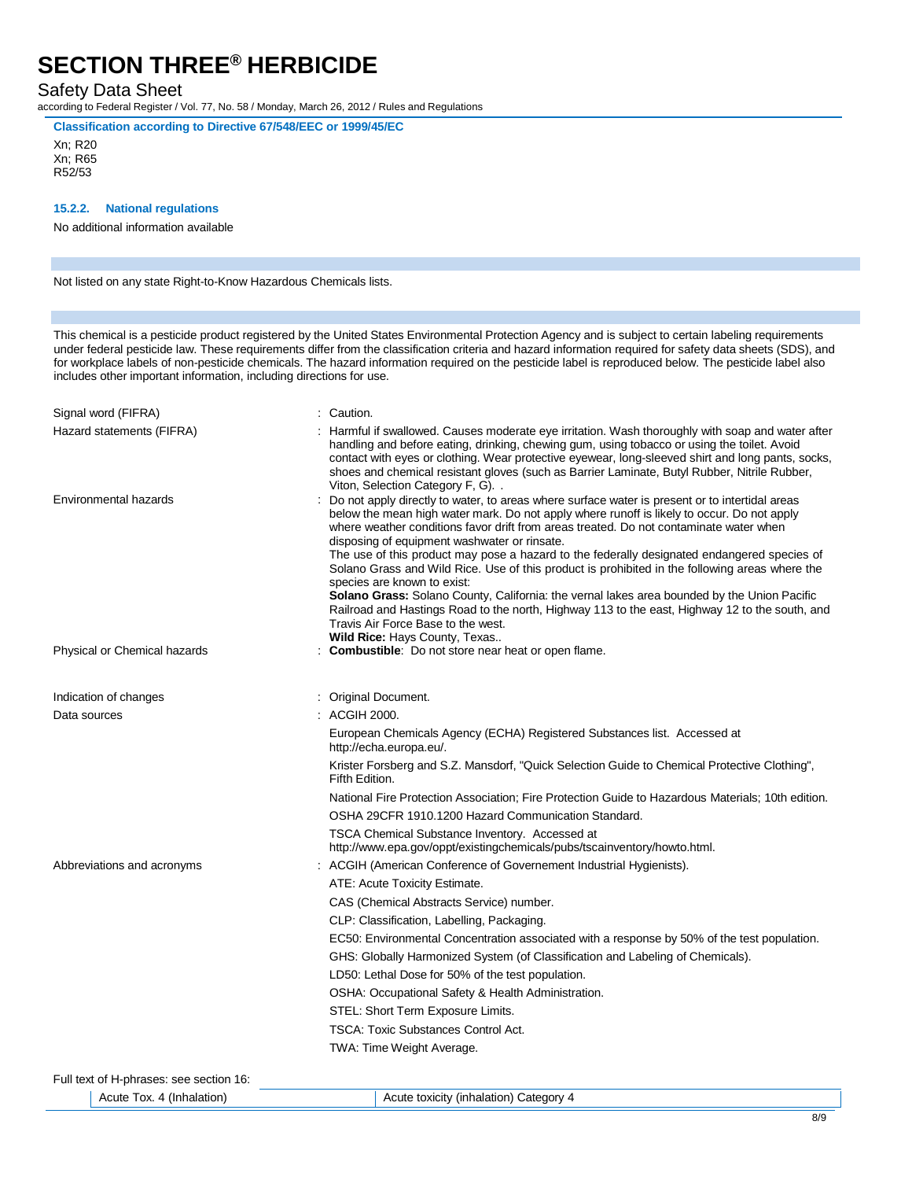**Classification according to Directive 67/548/EEC or 1999/45/EC**

Xn; R20
Xn; R65
R52/53

#### 15.2.2. National regulations

No additional information available

Not listed on any state Right-to-Know Hazardous Chemicals lists.

This chemical is a pesticide product registered by the United States Environmental Protection Agency and is subject to certain labeling requirements under federal pesticide law. These requirements differ from the classification criteria and hazard information required for safety data sheets (SDS), and for workplace labels of non-pesticide chemicals. The hazard information required on the pesticide label is reproduced below. The pesticide label also includes other important information, including directions for use.

Signal word (FIFRA) : Caution.

Hazard statements (FIFRA) : Harmful if swallowed. Causes moderate eye irritation. Wash thoroughly with soap and water after handling and before eating, drinking, chewing gum, using tobacco or using the toilet. Avoid contact with eyes or clothing. Wear protective eyewear, long-sleeved shirt and long pants, socks, shoes and chemical resistant gloves (such as Barrier Laminate, Butyl Rubber, Nitrile Rubber, Viton, Selection Category F, G). .

Environmental hazards : Do not apply directly to water, to areas where surface water is present or to intertidal areas below the mean high water mark. Do not apply where runoff is likely to occur. Do not apply where weather conditions favor drift from areas treated. Do not contaminate water when disposing of equipment washwater or rinsate.
The use of this product may pose a hazard to the federally designated endangered species of Solano Grass and Wild Rice. Use of this product is prohibited in the following areas where the species are known to exist:
**Solano Grass:** Solano County, California: the vernal lakes area bounded by the Union Pacific Railroad and Hastings Road to the north, Highway 113 to the east, Highway 12 to the south, and Travis Air Force Base to the west.
**Wild Rice:** Hays County, Texas..

Physical or Chemical hazards : **Combustible**: Do not store near heat or open flame.

Indication of changes : Original Document.

Data sources : ACGIH 2000.
European Chemicals Agency (ECHA) Registered Substances list. Accessed at http://echa.europa.eu/.
Krister Forsberg and S.Z. Mansdorf, "Quick Selection Guide to Chemical Protective Clothing", Fifth Edition.
National Fire Protection Association; Fire Protection Guide to Hazardous Materials; 10th edition.
OSHA 29CFR 1910.1200 Hazard Communication Standard.
TSCA Chemical Substance Inventory. Accessed at http://www.epa.gov/oppt/existingchemicals/pubs/tscainventory/howto.html.

Abbreviations and acronyms : ACGIH (American Conference of Governement Industrial Hygienists).
ATE: Acute Toxicity Estimate.
CAS (Chemical Abstracts Service) number.
CLP: Classification, Labelling, Packaging.
EC50: Environmental Concentration associated with a response by 50% of the test population.
GHS: Globally Harmonized System (of Classification and Labeling of Chemicals).
LD50: Lethal Dose for 50% of the test population.
OSHA: Occupational Safety & Health Administration.
STEL: Short Term Exposure Limits.
TSCA: Toxic Substances Control Act.
TWA: Time Weight Average.

Full text of H-phrases: see section 16:

| Acute Tox. 4 (Inhalation) | Acute toxicity (inhalation) Category 4 |
|---|---|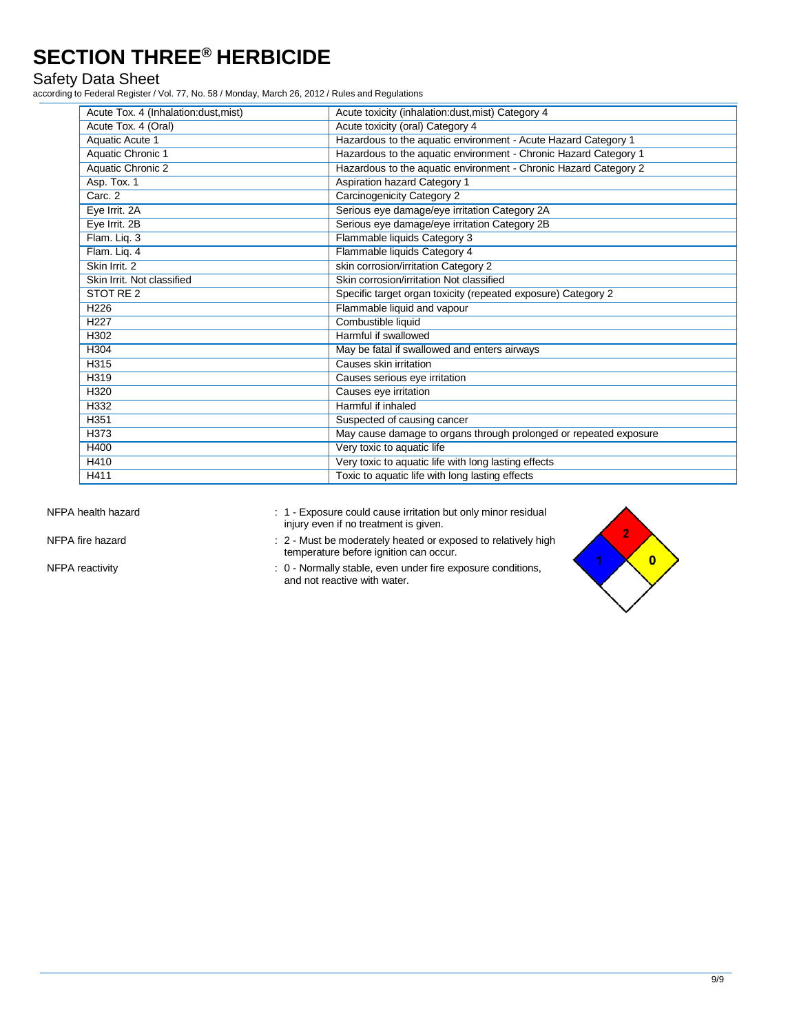# SECTION THREE® HERBICIDE

Safety Data Sheet

according to Federal Register / Vol. 77, No. 58 / Monday, March 26, 2012 / Rules and Regulations

| | |
|---|---|
| Acute Tox. 4 (Inhalation:dust,mist) | Acute toxicity (inhalation:dust,mist) Category 4 |
| Acute Tox. 4 (Oral) | Acute toxicity (oral) Category 4 |
| Aquatic Acute 1 | Hazardous to the aquatic environment - Acute Hazard Category 1 |
| Aquatic Chronic 1 | Hazardous to the aquatic environment - Chronic Hazard Category 1 |
| Aquatic Chronic 2 | Hazardous to the aquatic environment - Chronic Hazard Category 2 |
| Asp. Tox. 1 | Aspiration hazard Category 1 |
| Carc. 2 | Carcinogenicity Category 2 |
| Eye Irrit. 2A | Serious eye damage/eye irritation Category 2A |
| Eye Irrit. 2B | Serious eye damage/eye irritation Category 2B |
| Flam. Liq. 3 | Flammable liquids Category 3 |
| Flam. Liq. 4 | Flammable liquids Category 4 |
| Skin Irrit. 2 | skin corrosion/irritation Category 2 |
| Skin Irrit. Not classified | Skin corrosion/irritation Not classified |
| STOT RE 2 | Specific target organ toxicity (repeated exposure) Category 2 |
| H226 | Flammable liquid and vapour |
| H227 | Combustible liquid |
| H302 | Harmful if swallowed |
| H304 | May be fatal if swallowed and enters airways |
| H315 | Causes skin irritation |
| H319 | Causes serious eye irritation |
| H320 | Causes eye irritation |
| H332 | Harmful if inhaled |
| H351 | Suspected of causing cancer |
| H373 | May cause damage to organs through prolonged or repeated exposure |
| H400 | Very toxic to aquatic life |
| H410 | Very toxic to aquatic life with long lasting effects |
| H411 | Toxic to aquatic life with long lasting effects |

NFPA health hazard : 1 - Exposure could cause irritation but only minor residual injury even if no treatment is given.

NFPA fire hazard : 2 - Must be moderately heated or exposed to relatively high temperature before ignition can occur.

NFPA reactivity : 0 - Normally stable, even under fire exposure conditions, and not reactive with water.

2

1

0